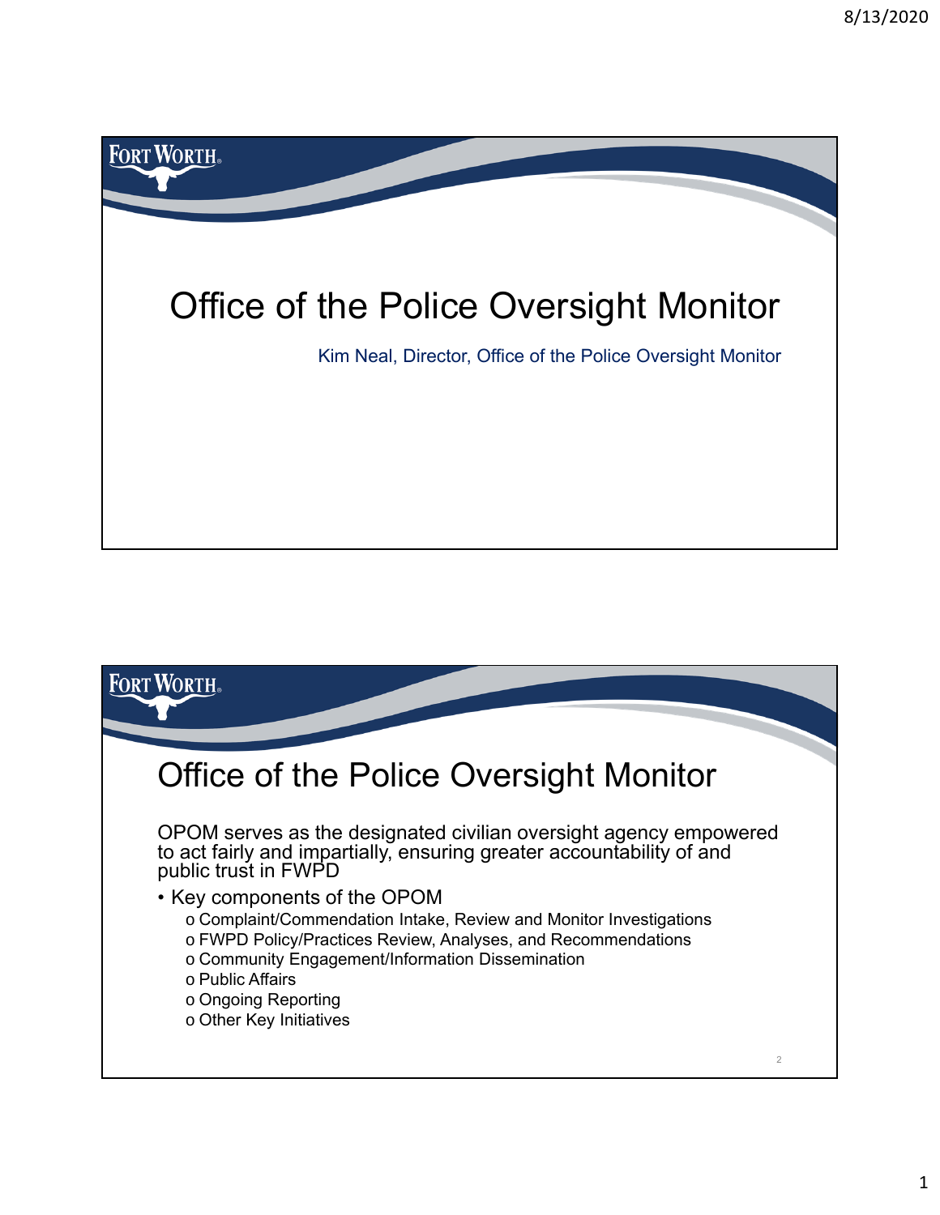# Office of the Police Oversight Monitor

Kim Neal, Director, Office of the Police Oversight Monitor

## Office of the Police Oversight Monitor

OPOM serves as the designated civilian oversight agency empowered to act fairly and impartially, ensuring greater accountability of and public trust in FWPD

- Key components of the OPOM
  - Complaint/Commendation Intake, Review and Monitor Investigations
  - FWPD Policy/Practices Review, Analyses, and Recommendations
  - Community Engagement/Information Dissemination
  - Public Affairs
  - Ongoing Reporting
  - Other Key Initiatives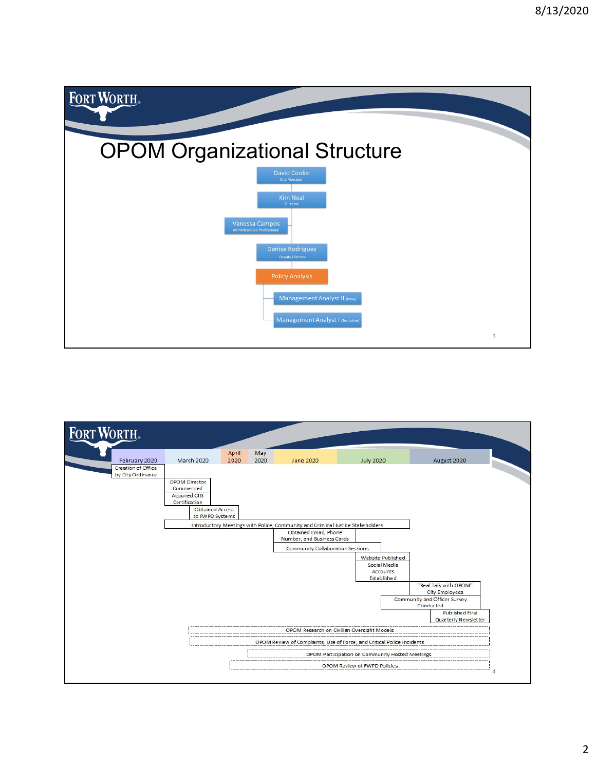# OPOM Organizational Structure

- David Cooke — City Manager
  - Kim Neal — Director
    - Vanessa Campos — Administrative Professional
    - Denise Rodriguez — Deputy Director
      - Policy Analysis
        - Management Analyst II (New)
        - Management Analyst I (Tentative)

---

| February 2020 | March 2020 | April 2020 | May 2020 | June 2020 | July 2020 | August 2020 |
|---|---|---|---|---|---|---|

- Creation of Office by City Ordinance
- OPOM Director Commenced
- Acquired CJIS Certification
- Obtained Access to FWPD Systems
- Introductory Meetings with Police, Community and Criminal Justice Stakeholders
- Obtained Email, Phone Number, and Business Cards
- Community Collaboration Sessions
- Website Published
- Social Media Accounts Established
- "Real Talk with OPOM" City Employees
- Community and Officer Survey Conducted
- Published First Quarterly Newsletter
- OPOM Research on Civilian Oversight Models
- OPOM Review of Complaints, Use of Force, and Critical Police Incidents
- OPOM Participation on Community Hosted Meetings
- OPOM Review of FWPD Policies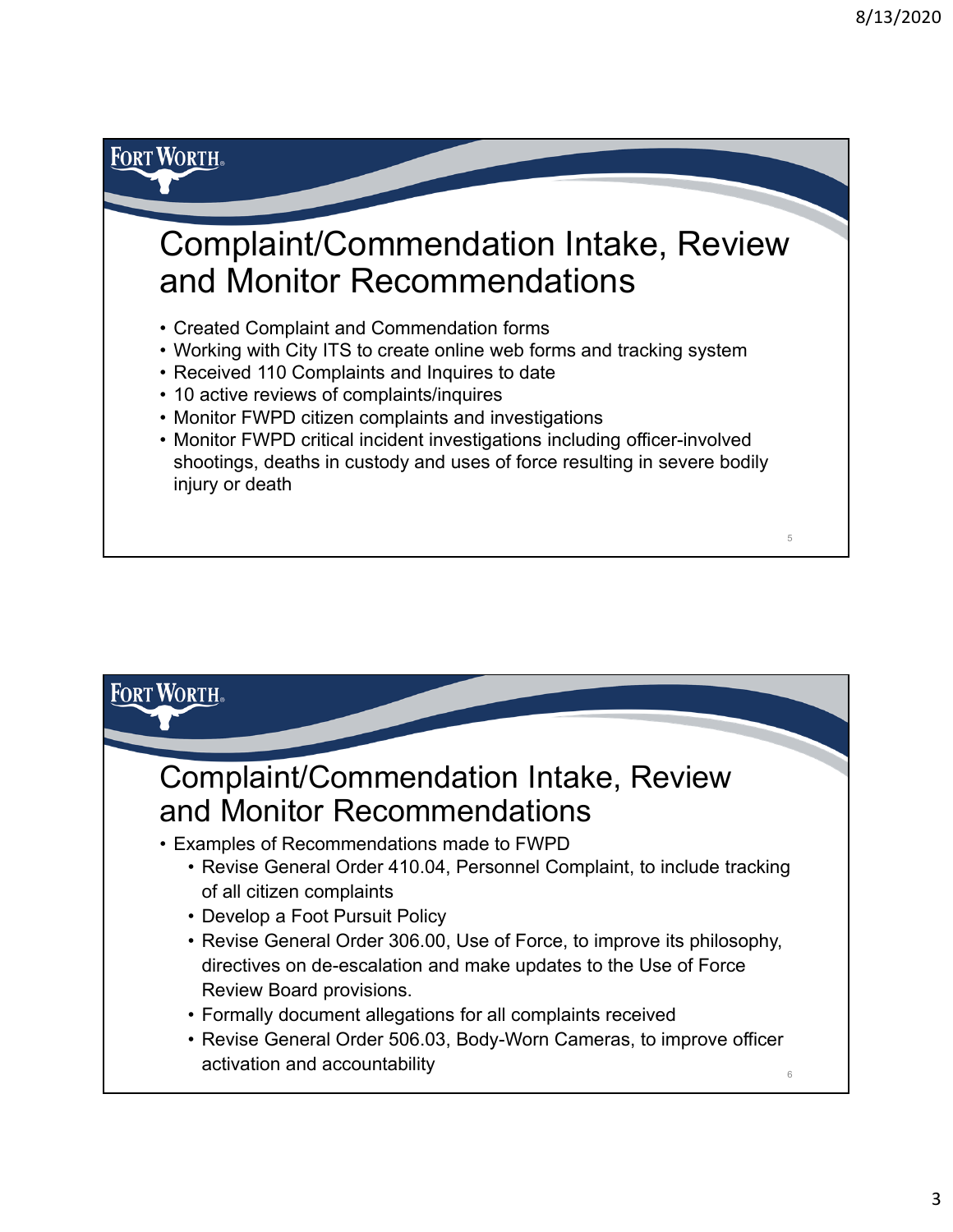## Complaint/Commendation Intake, Review and Monitor Recommendations

- Created Complaint and Commendation forms
- Working with City ITS to create online web forms and tracking system
- Received 110 Complaints and Inquires to date
- 10 active reviews of complaints/inquires
- Monitor FWPD citizen complaints and investigations
- Monitor FWPD critical incident investigations including officer-involved shootings, deaths in custody and uses of force resulting in severe bodily injury or death

## Complaint/Commendation Intake, Review and Monitor Recommendations

- Examples of Recommendations made to FWPD
  - Revise General Order 410.04, Personnel Complaint, to include tracking of all citizen complaints
  - Develop a Foot Pursuit Policy
  - Revise General Order 306.00, Use of Force, to improve its philosophy, directives on de-escalation and make updates to the Use of Force Review Board provisions.
  - Formally document allegations for all complaints received
  - Revise General Order 506.03, Body-Worn Cameras, to improve officer activation and accountability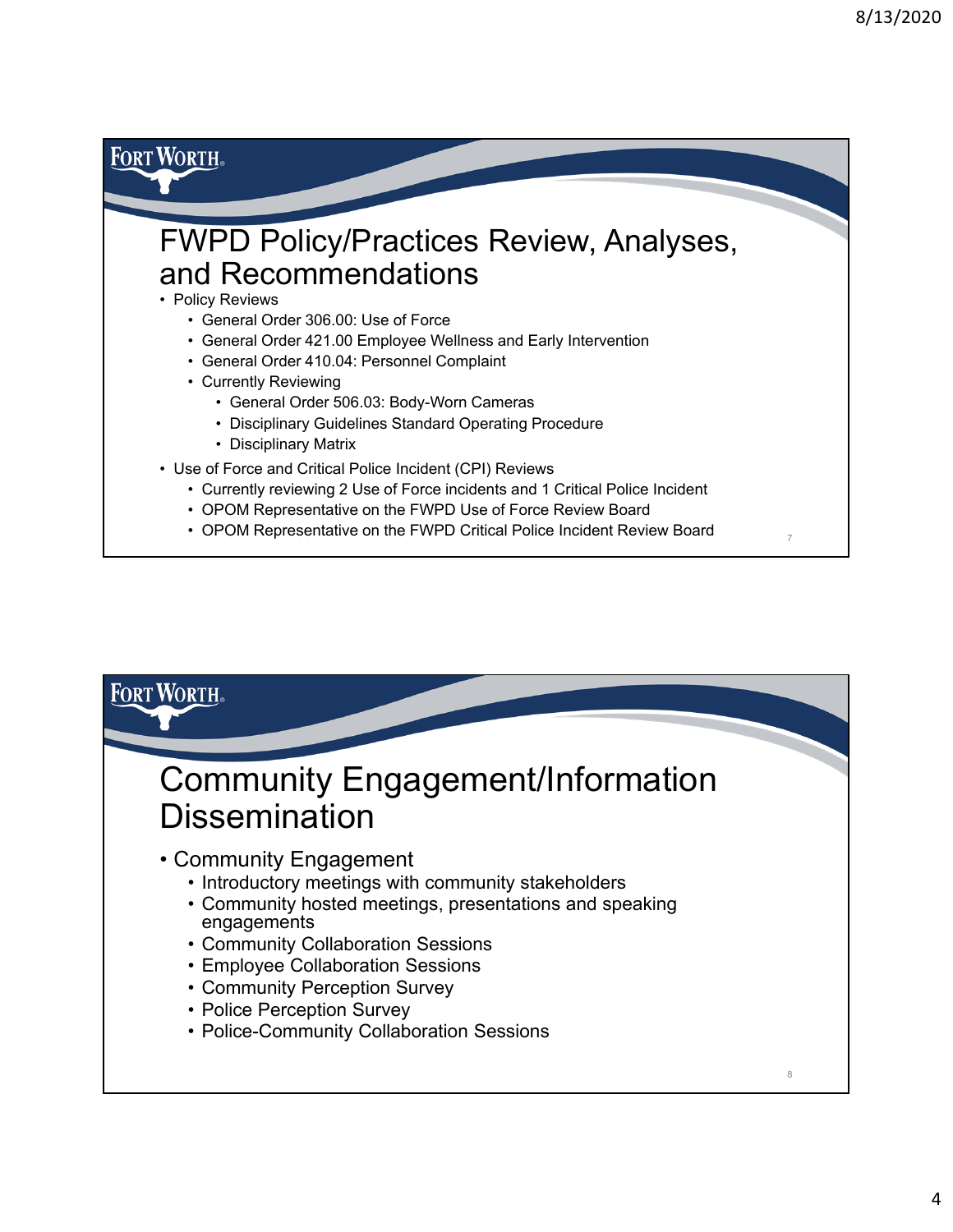# FWPD Policy/Practices Review, Analyses, and Recommendations

- Policy Reviews
  - General Order 306.00: Use of Force
  - General Order 421.00 Employee Wellness and Early Intervention
  - General Order 410.04: Personnel Complaint
  - Currently Reviewing
    - General Order 506.03: Body-Worn Cameras
    - Disciplinary Guidelines Standard Operating Procedure
    - Disciplinary Matrix
- Use of Force and Critical Police Incident (CPI) Reviews
  - Currently reviewing 2 Use of Force incidents and 1 Critical Police Incident
  - OPOM Representative on the FWPD Use of Force Review Board
  - OPOM Representative on the FWPD Critical Police Incident Review Board

# Community Engagement/Information Dissemination

- Community Engagement
  - Introductory meetings with community stakeholders
  - Community hosted meetings, presentations and speaking engagements
  - Community Collaboration Sessions
  - Employee Collaboration Sessions
  - Community Perception Survey
  - Police Perception Survey
  - Police-Community Collaboration Sessions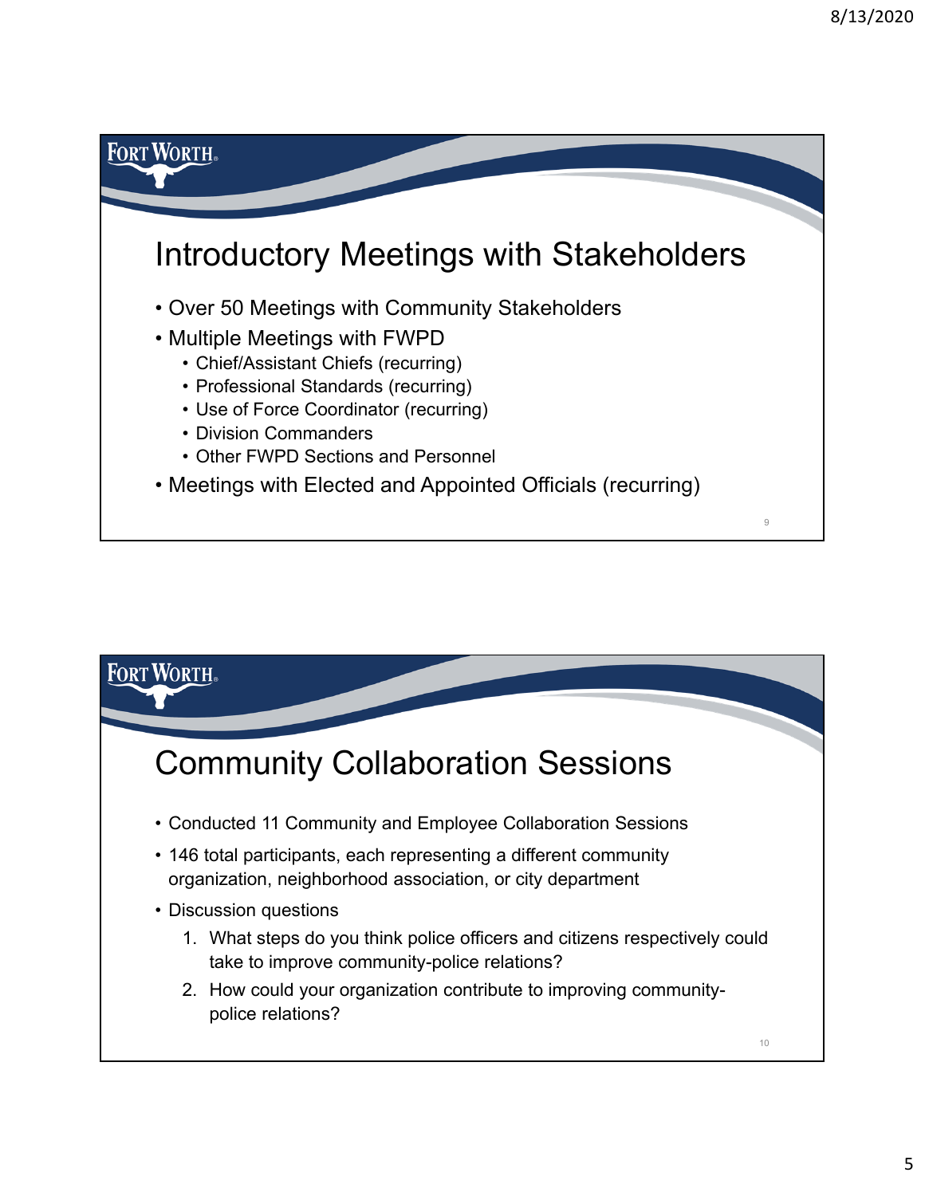## Introductory Meetings with Stakeholders

- Over 50 Meetings with Community Stakeholders
- Multiple Meetings with FWPD
  - Chief/Assistant Chiefs (recurring)
  - Professional Standards (recurring)
  - Use of Force Coordinator (recurring)
  - Division Commanders
  - Other FWPD Sections and Personnel
- Meetings with Elected and Appointed Officials (recurring)

## Community Collaboration Sessions

- Conducted 11 Community and Employee Collaboration Sessions
- 146 total participants, each representing a different community organization, neighborhood association, or city department
- Discussion questions
  1. What steps do you think police officers and citizens respectively could take to improve community-police relations?
  2. How could your organization contribute to improving community-police relations?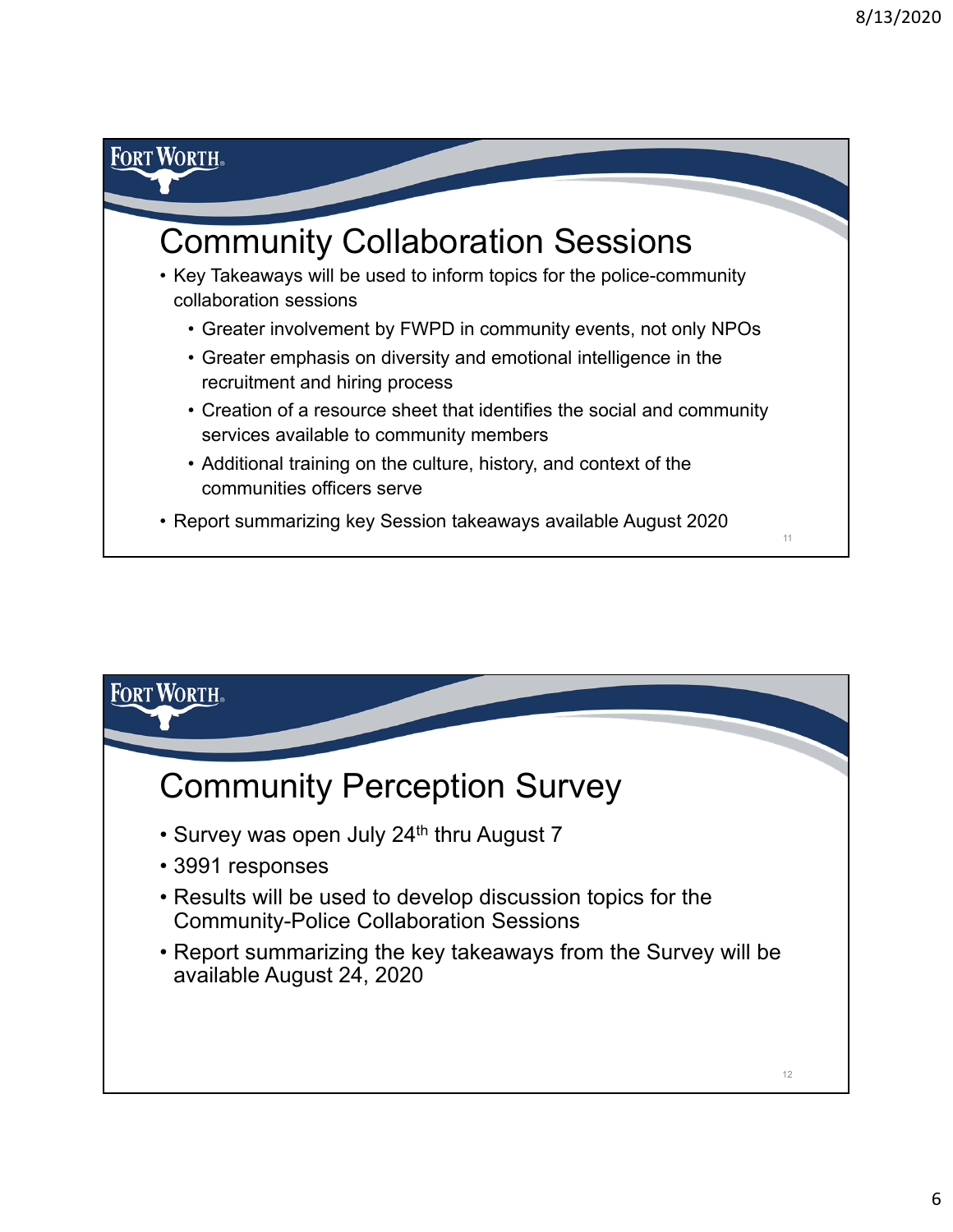## Community Collaboration Sessions

- Key Takeaways will be used to inform topics for the police-community collaboration sessions
  - Greater involvement by FWPD in community events, not only NPOs
  - Greater emphasis on diversity and emotional intelligence in the recruitment and hiring process
  - Creation of a resource sheet that identifies the social and community services available to community members
  - Additional training on the culture, history, and context of the communities officers serve
- Report summarizing key Session takeaways available August 2020

## Community Perception Survey

- Survey was open July 24th thru August 7
- 3991 responses
- Results will be used to develop discussion topics for the Community-Police Collaboration Sessions
- Report summarizing the key takeaways from the Survey will be available August 24, 2020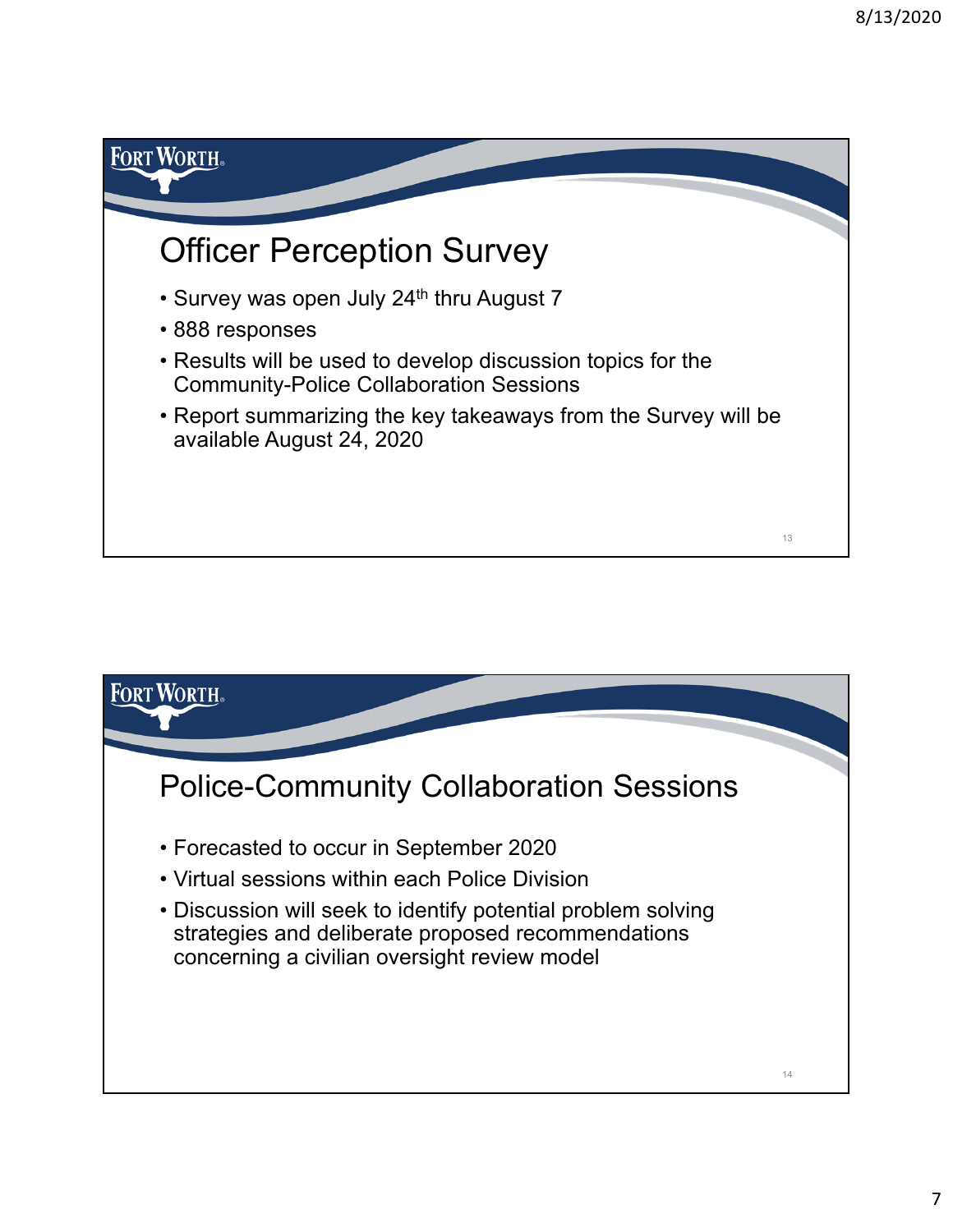## Officer Perception Survey

- Survey was open July 24th thru August 7
- 888 responses
- Results will be used to develop discussion topics for the Community-Police Collaboration Sessions
- Report summarizing the key takeaways from the Survey will be available August 24, 2020

## Police-Community Collaboration Sessions

- Forecasted to occur in September 2020
- Virtual sessions within each Police Division
- Discussion will seek to identify potential problem solving strategies and deliberate proposed recommendations concerning a civilian oversight review model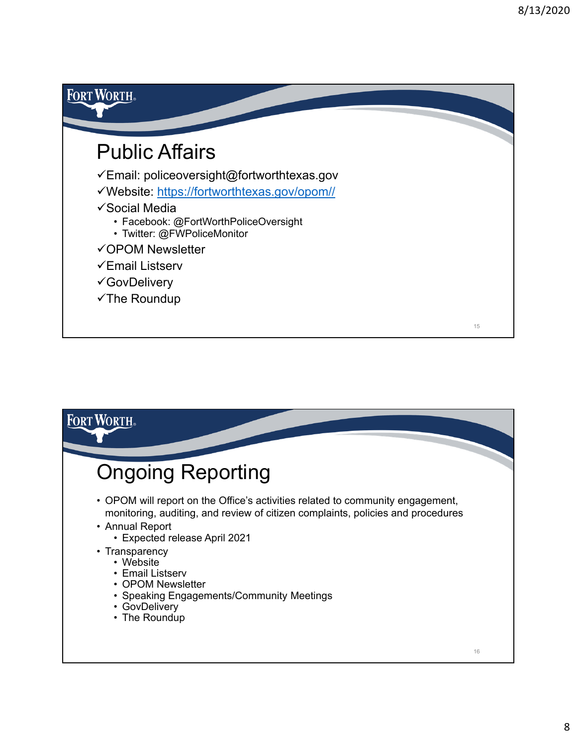## Public Affairs

- ✓Email: policeoversight@fortworthtexas.gov
- ✓Website: https://fortworthtexas.gov/opom//
- ✓Social Media
  - Facebook: @FortWorthPoliceOversight
  - Twitter: @FWPoliceMonitor
- ✓OPOM Newsletter
- ✓Email Listserv
- ✓GovDelivery
- ✓The Roundup

## Ongoing Reporting

- OPOM will report on the Office's activities related to community engagement, monitoring, auditing, and review of citizen complaints, policies and procedures
- Annual Report
  - Expected release April 2021
- Transparency
  - Website
  - Email Listserv
  - OPOM Newsletter
  - Speaking Engagements/Community Meetings
  - GovDelivery
  - The Roundup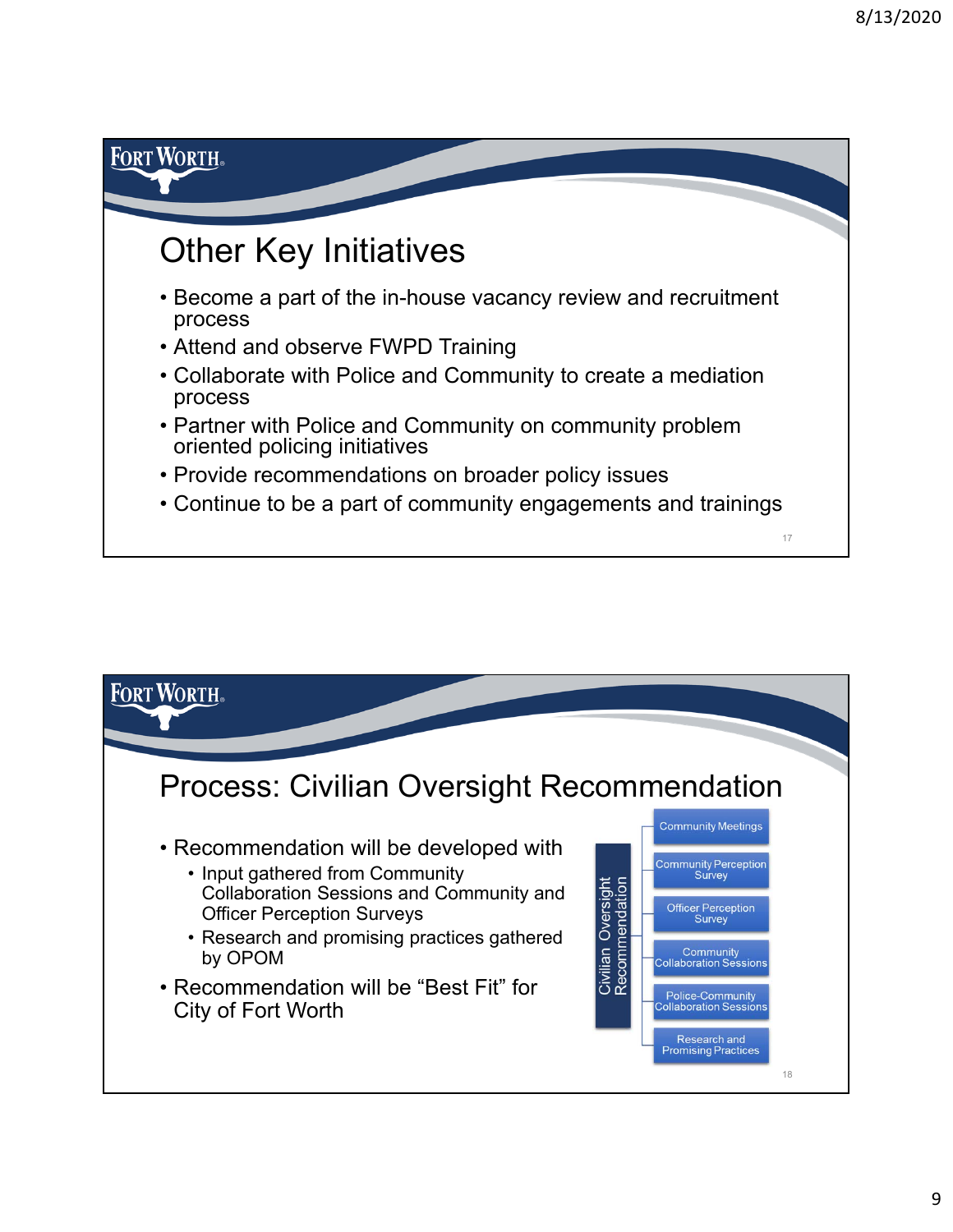## Other Key Initiatives

- Become a part of the in-house vacancy review and recruitment process
- Attend and observe FWPD Training
- Collaborate with Police and Community to create a mediation process
- Partner with Police and Community on community problem oriented policing initiatives
- Provide recommendations on broader policy issues
- Continue to be a part of community engagements and trainings

## Process: Civilian Oversight Recommendation

- Recommendation will be developed with
  - Input gathered from Community Collaboration Sessions and Community and Officer Perception Surveys
  - Research and promising practices gathered by OPOM
- Recommendation will be “Best Fit” for City of Fort Worth

Civilian Oversight Recommendation

- Community Meetings
- Community Perception Survey
- Officer Perception Survey
- Community Collaboration Sessions
- Police-Community Collaboration Sessions
- Research and Promising Practices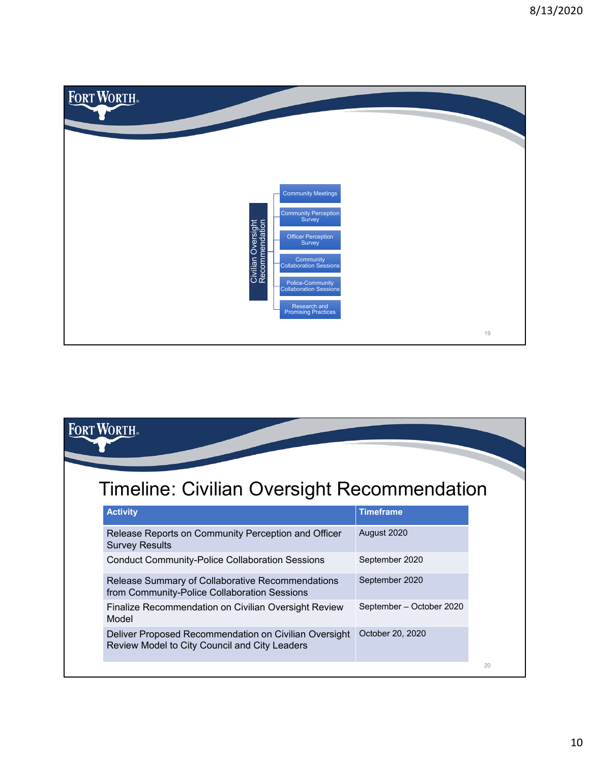Civilian Oversight Recommendation

- Community Meetings
- Community Perception Survey
- Officer Perception Survey
- Community Collaboration Sessions
- Police-Community Collaboration Sessions
- Research and Promising Practices

# Timeline: Civilian Oversight Recommendation

| Activity | Timeframe |
| --- | --- |
| Release Reports on Community Perception and Officer Survey Results | August 2020 |
| Conduct Community-Police Collaboration Sessions | September 2020 |
| Release Summary of Collaborative Recommendations from Community-Police Collaboration Sessions | September 2020 |
| Finalize Recommendation on Civilian Oversight Review Model | September – October 2020 |
| Deliver Proposed Recommendation on Civilian Oversight Review Model to City Council and City Leaders | October 20, 2020 |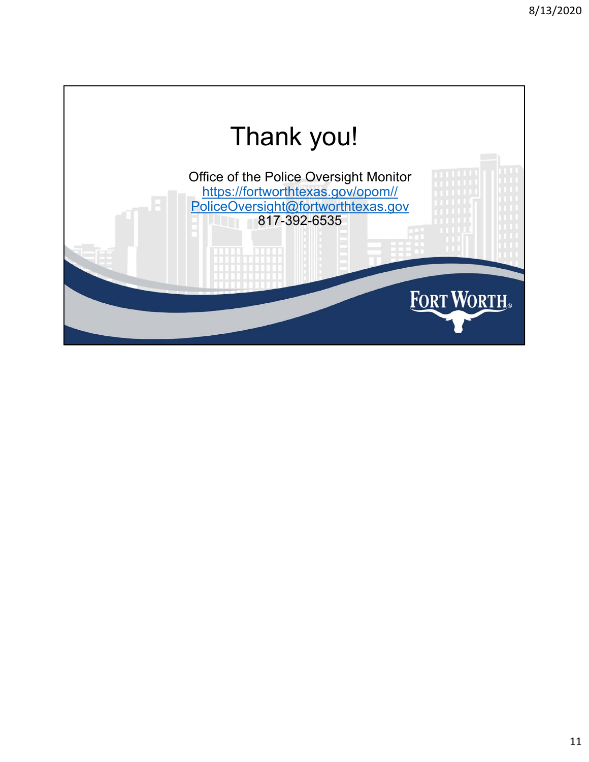# Thank you!

Office of the Police Oversight Monitor
https://fortworthtexas.gov/opom//
PoliceOversight@fortworthtexas.gov
817-392-6535

FORT WORTH